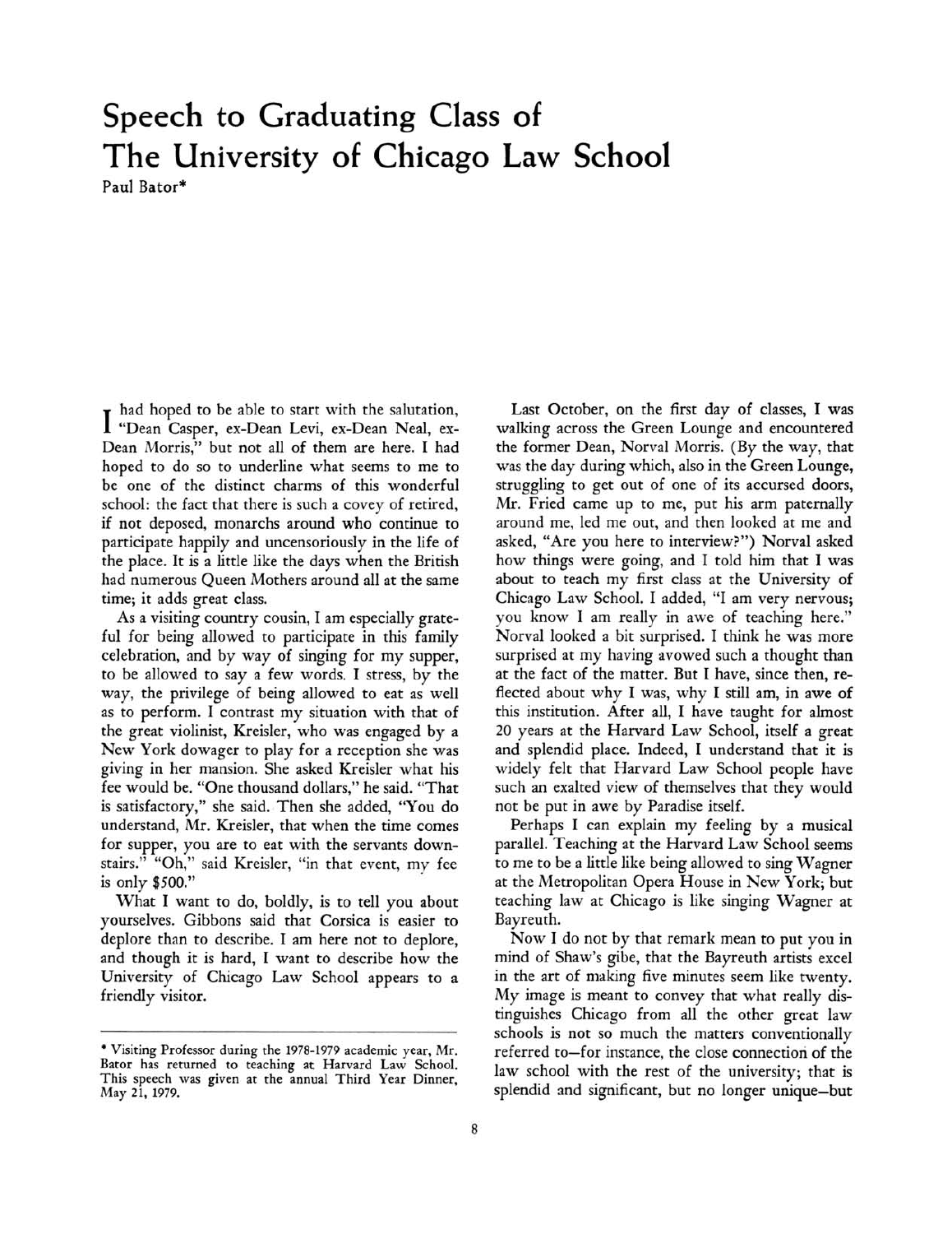# Speech to Graduating Class of The University of Chicago Law School

Paul Bator*

I had hoped to be able to start with the salutation, "Dean Casper, ex-Dean Levi, ex-Dean Neal, ex-Dean Morris," but not all of them are here. I had hoped to do so to underline what seems to me to be one of the distinct charms of this wonderful school: the fact that there is such a covey of retired, if not deposed, monarchs around who continue to participate happily and uncensoriously in the life of the place. It is a little like the days when the British had numerous Queen Mothers around all at the same time; it adds great class.

As a visiting country cousin, I am especially grateful for being allowed to participate in this family celebration, and by way of singing for my supper, to be allowed to say a few words. I stress, by the way, the privilege of being allowed to eat as well as to perform. I contrast my situation with that of the great violinist, Kreisler, who was engaged by a New York dowager to play for a reception she was giving in her mansion. She asked Kreisler what his fee would be. "One thousand dollars," he said. "That is satisfactory," she said. Then she added, "You do understand, Mr. Kreisler, that when the time comes for supper, you are to eat with the servants downstairs." "Oh," said Kreisler, "in that event, my fee is only $500."

What I want to do, boldly, is to tell you about yourselves. Gibbons said that Corsica is easier to deplore than to describe. I am here not to deplore, and though it is hard, I want to describe how the University of Chicago Law School appears to a friendly visitor.

Last October, on the first day of classes, I was walking across the Green Lounge and encountered the former Dean, Norval Morris. (By the way, that was the day during which, also in the Green Lounge, struggling to get out of one of its accursed doors, Mr. Fried came up to me, put his arm paternally around me, led me out, and then looked at me and asked, "Are you here to interview?") Norval asked how things were going, and I told him that I was about to teach my first class at the University of Chicago Law School. I added, "I am very nervous; you know I am really in awe of teaching here." Norval looked a bit surprised. I think he was more surprised at my having avowed such a thought than at the fact of the matter. But I have, since then, reflected about why I was, why I still am, in awe of this institution. After all, I have taught for almost 20 years at the Harvard Law School, itself a great and splendid place. Indeed, I understand that it is widely felt that Harvard Law School people have such an exalted view of themselves that they would not be put in awe by Paradise itself.

Perhaps I can explain my feeling by a musical parallel. Teaching at the Harvard Law School seems to me to be a little like being allowed to sing Wagner at the Metropolitan Opera House in New York; but teaching law at Chicago is like singing Wagner at Bayreuth.

Now I do not by that remark mean to put you in mind of Shaw's gibe, that the Bayreuth artists excel in the art of making five minutes seem like twenty. My image is meant to convey that what really distinguishes Chicago from all the other great law schools is not so much the matters conventionally referred to—for instance, the close connection of the law school with the rest of the university; that is splendid and significant, but no longer unique—but

* Visiting Professor during the 1978-1979 academic year, Mr. Bator has returned to teaching at Harvard Law School. This speech was given at the annual Third Year Dinner, May 21, 1979.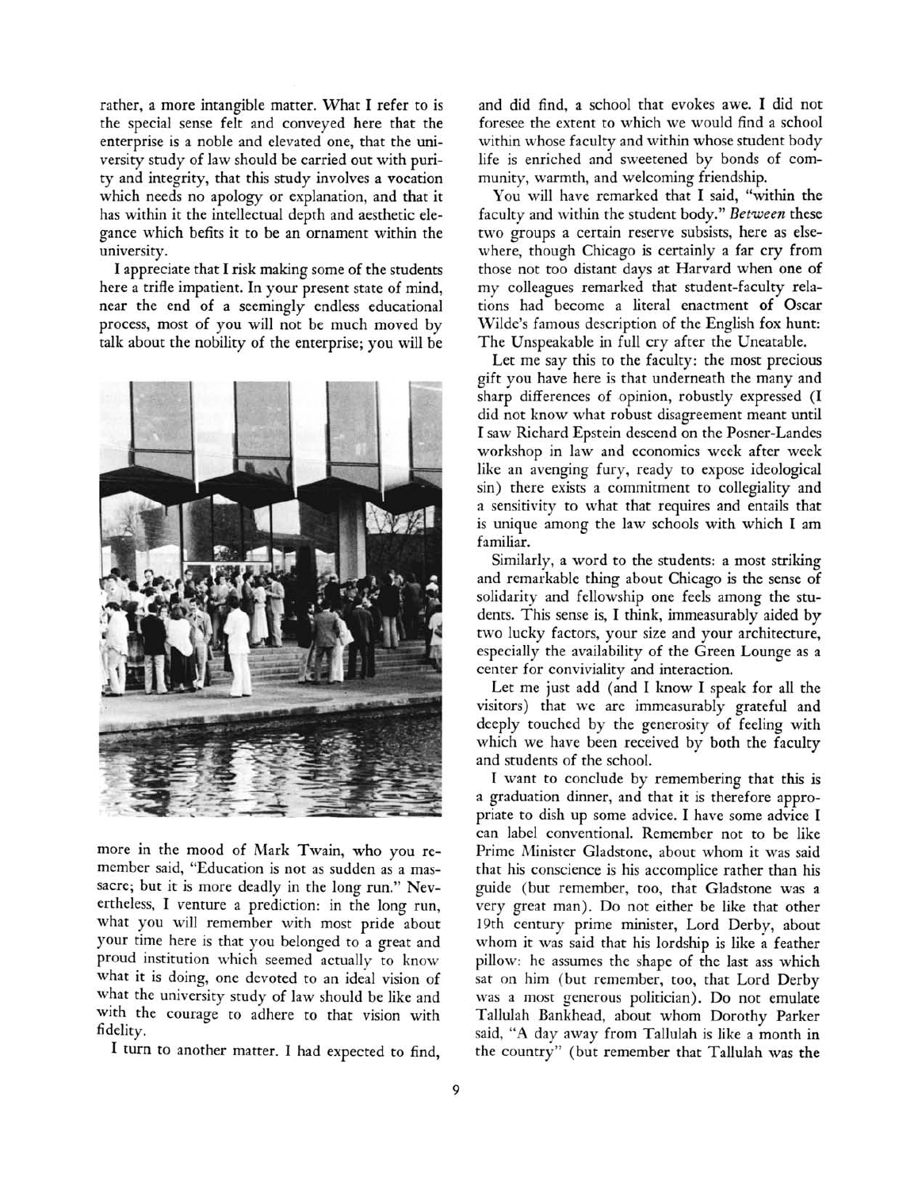rather, a more intangible matter. What I refer to is the special sense felt and conveyed here that the enterprise is a noble and elevated one, that the university study of law should be carried out with purity and integrity, that this study involves a vocation which needs no apology or explanation, and that it has within it the intellectual depth and aesthetic elegance which befits it to be an ornament within the university.

I appreciate that I risk making some of the students here a trifle impatient. In your present state of mind, near the end of a seemingly endless educational process, most of you will not be much moved by talk about the nobility of the enterprise; you will be more in the mood of Mark Twain, who you remember said, "Education is not as sudden as a massacre; but it is more deadly in the long run." Nevertheless, I venture a prediction: in the long run, what you will remember with most pride about your time here is that you belonged to a great and proud institution which seemed actually to know what it is doing, one devoted to an ideal vision of what the university study of law should be like and with the courage to adhere to that vision with fidelity.

I turn to another matter. I had expected to find, and did find, a school that evokes awe. I did not foresee the extent to which we would find a school within whose faculty and within whose student body life is enriched and sweetened by bonds of community, warmth, and welcoming friendship.

You will have remarked that I said, "within the faculty and within the student body." *Between* these two groups a certain reserve subsists, here as elsewhere, though Chicago is certainly a far cry from those not too distant days at Harvard when one of my colleagues remarked that student-faculty relations had become a literal enactment of Oscar Wilde's famous description of the English fox hunt: The Unspeakable in full cry after the Uneatable.

Let me say this to the faculty: the most precious gift you have here is that underneath the many and sharp differences of opinion, robustly expressed (I did not know what robust disagreement meant until I saw Richard Epstein descend on the Posner-Landes workshop in law and economics week after week like an avenging fury, ready to expose ideological sin) there exists a commitment to collegiality and a sensitivity to what that requires and entails that is unique among the law schools with which I am familiar.

Similarly, a word to the students: a most striking and remarkable thing about Chicago is the sense of solidarity and fellowship one feels among the students. This sense is, I think, immeasurably aided by two lucky factors, your size and your architecture, especially the availability of the Green Lounge as a center for conviviality and interaction.

Let me just add (and I know I speak for all the visitors) that we are immeasurably grateful and deeply touched by the generosity of feeling with which we have been received by both the faculty and students of the school.

I want to conclude by remembering that this is a graduation dinner, and that it is therefore appropriate to dish up some advice. I have some advice I can label conventional. Remember not to be like Prime Minister Gladstone, about whom it was said that his conscience is his accomplice rather than his guide (but remember, too, that Gladstone was a very great man). Do not either be like that other 19th century prime minister, Lord Derby, about whom it was said that his lordship is like a feather pillow: he assumes the shape of the last ass which sat on him (but remember, too, that Lord Derby was a most generous politician). Do not emulate Tallulah Bankhead, about whom Dorothy Parker said, "A day away from Tallulah is like a month in the country" (but remember that Tallulah was the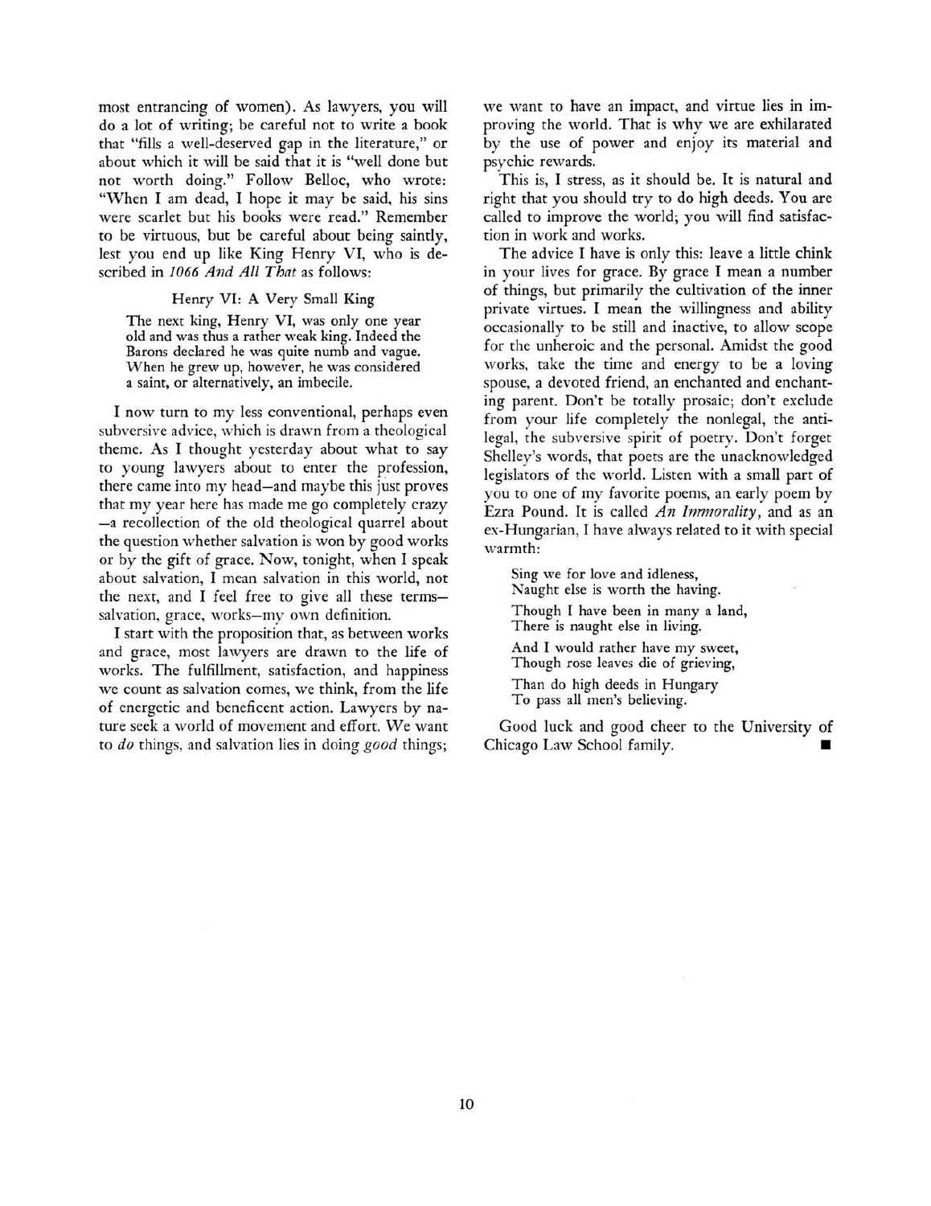most entrancing of women). As lawyers, you will do a lot of writing; be careful not to write a book that "fills a well-deserved gap in the literature," or about which it will be said that it is "well done but not worth doing." Follow Belloc, who wrote: "When I am dead, I hope it may be said, his sins were scarlet but his books were read." Remember to be virtuous, but be careful about being saintly, lest you end up like King Henry VI, who is described in *1066 And All That* as follows:

> Henry VI: A Very Small King
>
> The next king, Henry VI, was only one year old and was thus a rather weak king. Indeed the Barons declared he was quite numb and vague. When he grew up, however, he was considered a saint, or alternatively, an imbecile.

I now turn to my less conventional, perhaps even subversive advice, which is drawn from a theological theme. As I thought yesterday about what to say to young lawyers about to enter the profession, there came into my head—and maybe this just proves that my year here has made me go completely crazy—a recollection of the old theological quarrel about the question whether salvation is won by good works or by the gift of grace. Now, tonight, when I speak about salvation, I mean salvation in this world, not the next, and I feel free to give all these terms—salvation, grace, works—my own definition.

I start with the proposition that, as between works and grace, most lawyers are drawn to the life of works. The fulfillment, satisfaction, and happiness we count as salvation comes, we think, from the life of energetic and beneficent action. Lawyers by nature seek a world of movement and effort. We want to *do* things, and salvation lies in doing *good* things; we want to have an impact, and virtue lies in improving the world. That is why we are exhilarated by the use of power and enjoy its material and psychic rewards.

This is, I stress, as it should be. It is natural and right that you should try to do high deeds. You are called to improve the world; you will find satisfaction in work and works.

The advice I have is only this: leave a little chink in your lives for grace. By grace I mean a number of things, but primarily the cultivation of the inner private virtues. I mean the willingness and ability occasionally to be still and inactive, to allow scope for the unheroic and the personal. Amidst the good works, take the time and energy to be a loving spouse, a devoted friend, an enchanted and enchanting parent. Don't be totally prosaic; don't exclude from your life completely the nonlegal, the antilegal, the subversive spirit of poetry. Don't forget Shelley's words, that poets are the unacknowledged legislators of the world. Listen with a small part of you to one of my favorite poems, an early poem by Ezra Pound. It is called *An Immorality*, and as an ex-Hungarian, I have always related to it with special warmth:

> Sing we for love and idleness,
> Naught else is worth the having.
>
> Though I have been in many a land,
> There is naught else in living.
>
> And I would rather have my sweet,
> Though rose leaves die of grieving,
>
> Than do high deeds in Hungary
> To pass all men's believing.

Good luck and good cheer to the University of Chicago Law School family. ■